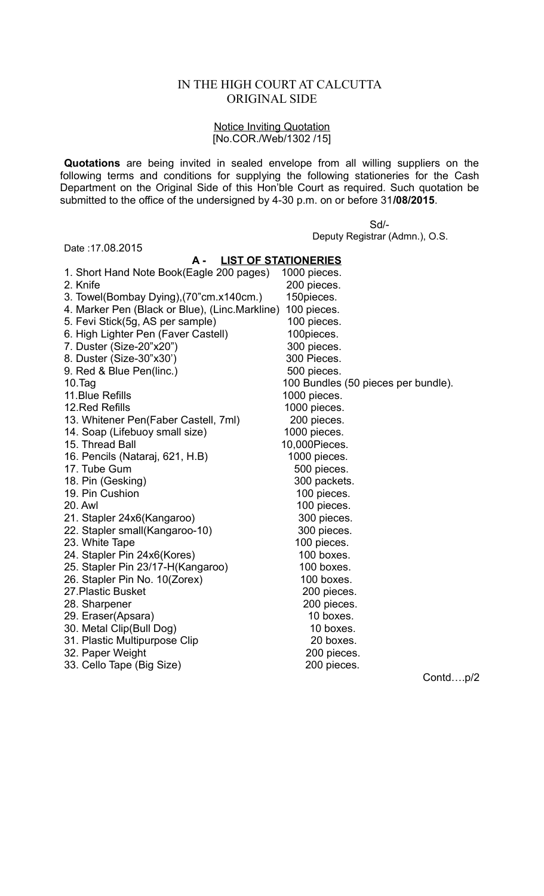# IN THE HIGH COURT AT CALCUTTA
## ORIGINAL SIDE

Notice Inviting Quotation
[No.COR./Web/1302 /15]

**Quotations** are being invited in sealed envelope from all willing suppliers on the following terms and conditions for supplying the following stationeries for the Cash Department on the Original Side of this Hon'ble Court as required. Such quotation be submitted to the office of the undersigned by 4-30 p.m. on or before 31**/08/2015**.

Sd/-
Deputy Registrar (Admn.), O.S.

Date :17.08.2015

### A - LIST OF STATIONERIES

| Item | Quantity |
|---|---|
| 1. Short Hand Note Book(Eagle 200 pages) | 1000 pieces. |
| 2. Knife | 200 pieces. |
| 3. Towel(Bombay Dying),(70"cm.x140cm.) | 150pieces. |
| 4. Marker Pen (Black or Blue), (Linc.Markline) | 100 pieces. |
| 5. Fevi Stick(5g, AS per sample) | 100 pieces. |
| 6. High Lighter Pen (Faver Castell) | 100pieces. |
| 7. Duster (Size-20"x20") | 300 pieces. |
| 8. Duster (Size-30"x30') | 300 Pieces. |
| 9. Red & Blue Pen(linc.) | 500 pieces. |
| 10.Tag | 100 Bundles (50 pieces per bundle). |
| 11.Blue Refills | 1000 pieces. |
| 12.Red Refills | 1000 pieces. |
| 13. Whitener Pen(Faber Castell, 7ml) | 200 pieces. |
| 14. Soap (Lifebuoy small size) | 1000 pieces. |
| 15. Thread Ball | 10,000Pieces. |
| 16. Pencils (Nataraj, 621, H.B) | 1000 pieces. |
| 17. Tube Gum | 500 pieces. |
| 18. Pin (Gesking) | 300 packets. |
| 19. Pin Cushion | 100 pieces. |
| 20. Awl | 100 pieces. |
| 21. Stapler 24x6(Kangaroo) | 300 pieces. |
| 22. Stapler small(Kangaroo-10) | 300 pieces. |
| 23. White Tape | 100 pieces. |
| 24. Stapler Pin 24x6(Kores) | 100 boxes. |
| 25. Stapler Pin 23/17-H(Kangaroo) | 100 boxes. |
| 26. Stapler Pin No. 10(Zorex) | 100 boxes. |
| 27.Plastic Busket | 200 pieces. |
| 28. Sharpener | 200 pieces. |
| 29. Eraser(Apsara) | 10 boxes. |
| 30. Metal Clip(Bull Dog) | 10 boxes. |
| 31. Plastic Multipurpose Clip | 20 boxes. |
| 32. Paper Weight | 200 pieces. |
| 33. Cello Tape (Big Size) | 200 pieces. |

Contd….p/2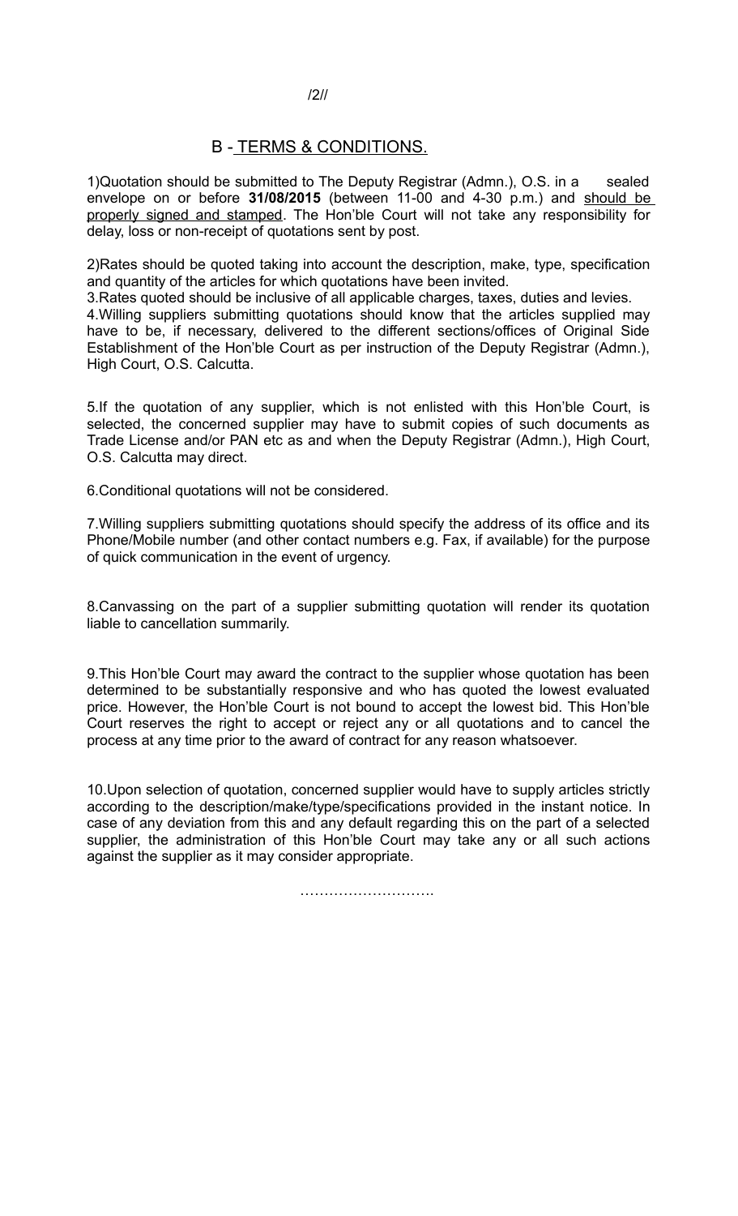## B - TERMS & CONDITIONS.

1)Quotation should be submitted to The Deputy Registrar (Admn.), O.S. in a sealed envelope on or before **31/08/2015** (between 11-00 and 4-30 p.m.) and should be properly signed and stamped. The Hon'ble Court will not take any responsibility for delay, loss or non-receipt of quotations sent by post.

2)Rates should be quoted taking into account the description, make, type, specification and quantity of the articles for which quotations have been invited.

3.Rates quoted should be inclusive of all applicable charges, taxes, duties and levies.

4.Willing suppliers submitting quotations should know that the articles supplied may have to be, if necessary, delivered to the different sections/offices of Original Side Establishment of the Hon'ble Court as per instruction of the Deputy Registrar (Admn.), High Court, O.S. Calcutta.

5.If the quotation of any supplier, which is not enlisted with this Hon'ble Court, is selected, the concerned supplier may have to submit copies of such documents as Trade License and/or PAN etc as and when the Deputy Registrar (Admn.), High Court, O.S. Calcutta may direct.

6.Conditional quotations will not be considered.

7.Willing suppliers submitting quotations should specify the address of its office and its Phone/Mobile number (and other contact numbers e.g. Fax, if available) for the purpose of quick communication in the event of urgency.

8.Canvassing on the part of a supplier submitting quotation will render its quotation liable to cancellation summarily.

9.This Hon'ble Court may award the contract to the supplier whose quotation has been determined to be substantially responsive and who has quoted the lowest evaluated price. However, the Hon'ble Court is not bound to accept the lowest bid. This Hon'ble Court reserves the right to accept or reject any or all quotations and to cancel the process at any time prior to the award of contract for any reason whatsoever.

10.Upon selection of quotation, concerned supplier would have to supply articles strictly according to the description/make/type/specifications provided in the instant notice. In case of any deviation from this and any default regarding this on the part of a selected supplier, the administration of this Hon'ble Court may take any or all such actions against the supplier as it may consider appropriate.

……………………….